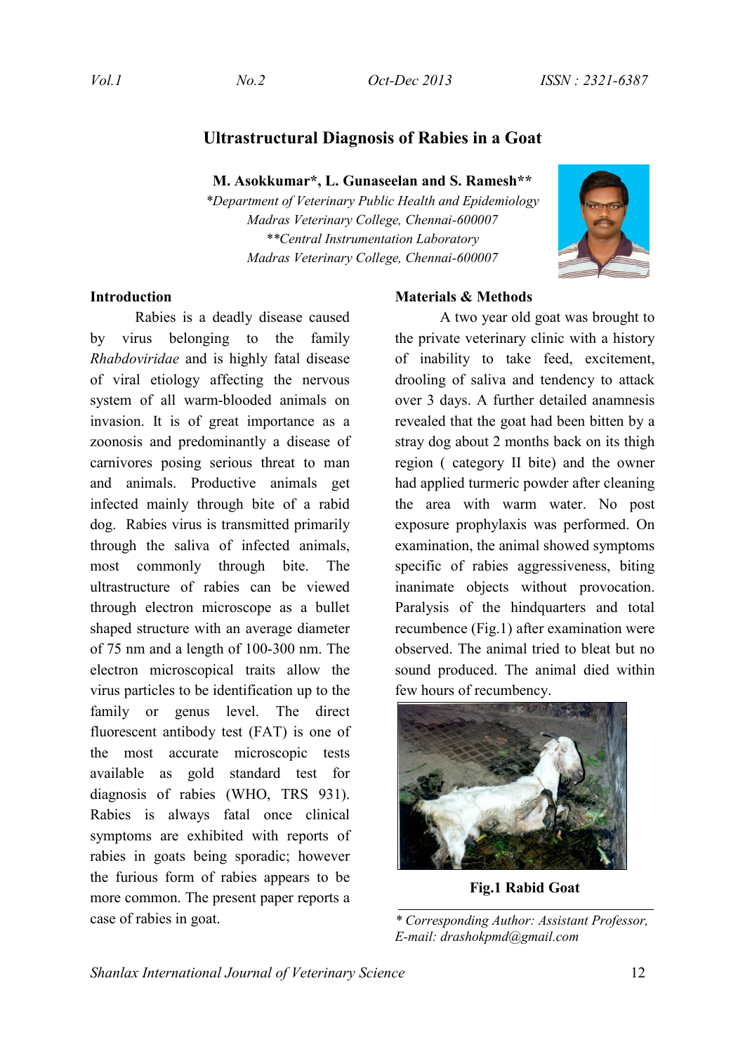# Ultrastructural Diagnosis of Rabies in a Goat

**M. Asokkumar\*, L. Gunaseelan and S. Ramesh\*\***

*\*Department of Veterinary Public Health and Epidemiology*
*Madras Veterinary College, Chennai-600007*
*\*\*Central Instrumentation Laboratory*
*Madras Veterinary College, Chennai-600007*

## Introduction

Rabies is a deadly disease caused by virus belonging to the family *Rhabdoviridae* and is highly fatal disease of viral etiology affecting the nervous system of all warm-blooded animals on invasion. It is of great importance as a zoonosis and predominantly a disease of carnivores posing serious threat to man and animals. Productive animals get infected mainly through bite of a rabid dog. Rabies virus is transmitted primarily through the saliva of infected animals, most commonly through bite. The ultrastructure of rabies can be viewed through electron microscope as a bullet shaped structure with an average diameter of 75 nm and a length of 100-300 nm. The electron microscopical traits allow the virus particles to be identification up to the family or genus level. The direct fluorescent antibody test (FAT) is one of the most accurate microscopic tests available as gold standard test for diagnosis of rabies (WHO, TRS 931). Rabies is always fatal once clinical symptoms are exhibited with reports of rabies in goats being sporadic; however the furious form of rabies appears to be more common. The present paper reports a case of rabies in goat.

## Materials & Methods

A two year old goat was brought to the private veterinary clinic with a history of inability to take feed, excitement, drooling of saliva and tendency to attack over 3 days. A further detailed anamnesis revealed that the goat had been bitten by a stray dog about 2 months back on its thigh region ( category II bite) and the owner had applied turmeric powder after cleaning the area with warm water. No post exposure prophylaxis was performed. On examination, the animal showed symptoms specific of rabies aggressiveness, biting inanimate objects without provocation. Paralysis of the hindquarters and total recumbence (Fig.1) after examination were observed. The animal tried to bleat but no sound produced. The animal died within few hours of recumbency.

**Fig.1 Rabid Goat**

\* Corresponding Author: Assistant Professor, E-mail: drashokpmd@gmail.com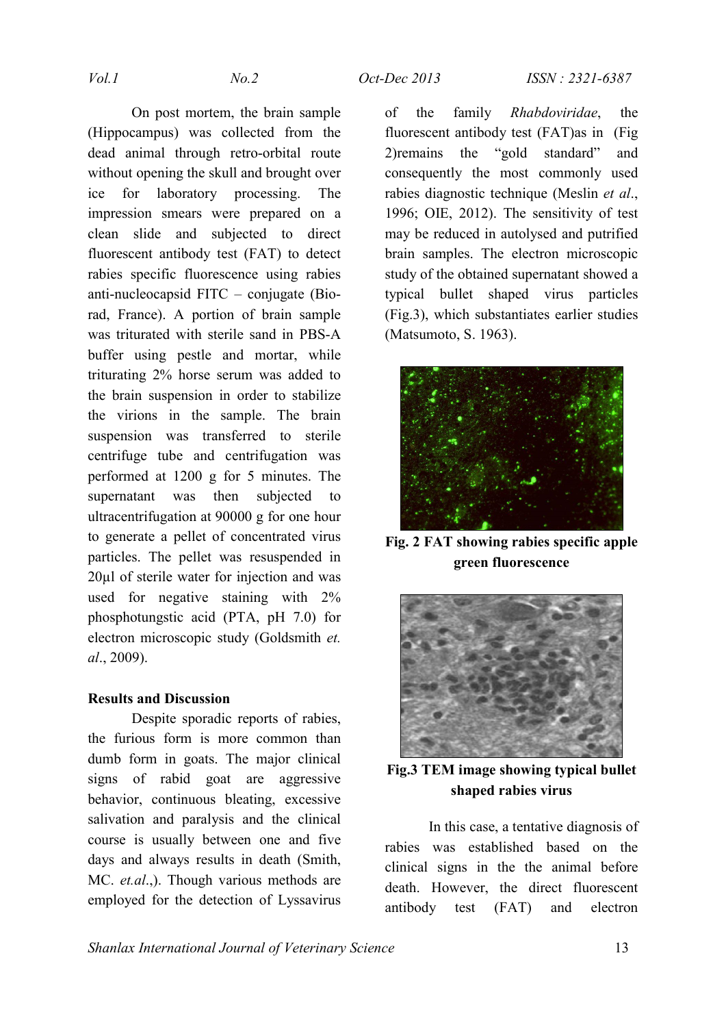On post mortem, the brain sample (Hippocampus) was collected from the dead animal through retro-orbital route without opening the skull and brought over ice for laboratory processing. The impression smears were prepared on a clean slide and subjected to direct fluorescent antibody test (FAT) to detect rabies specific fluorescence using rabies anti-nucleocapsid FITC – conjugate (Bio-rad, France). A portion of brain sample was triturated with sterile sand in PBS-A buffer using pestle and mortar, while triturating 2% horse serum was added to the brain suspension in order to stabilize the virions in the sample. The brain suspension was transferred to sterile centrifuge tube and centrifugation was performed at 1200 g for 5 minutes. The supernatant was then subjected to ultracentrifugation at 90000 g for one hour to generate a pellet of concentrated virus particles. The pellet was resuspended in 20µl of sterile water for injection and was used for negative staining with 2% phosphotungstic acid (PTA, pH 7.0) for electron microscopic study (Goldsmith *et. al*., 2009).

## Results and Discussion

Despite sporadic reports of rabies, the furious form is more common than dumb form in goats. The major clinical signs of rabid goat are aggressive behavior, continuous bleating, excessive salivation and paralysis and the clinical course is usually between one and five days and always results in death (Smith, MC. *et.al*.,). Though various methods are employed for the detection of Lyssavirus of the family *Rhabdoviridae*, the fluorescent antibody test (FAT)as in (Fig 2)remains the "gold standard" and consequently the most commonly used rabies diagnostic technique (Meslin *et al*., 1996; OIE, 2012). The sensitivity of test may be reduced in autolysed and putrified brain samples. The electron microscopic study of the obtained supernatant showed a typical bullet shaped virus particles (Fig.3), which substantiates earlier studies (Matsumoto, S. 1963).

**Fig. 2 FAT showing rabies specific apple green fluorescence**

**Fig.3 TEM image showing typical bullet shaped rabies virus**

In this case, a tentative diagnosis of rabies was established based on the clinical signs in the the animal before death. However, the direct fluorescent antibody test (FAT) and electron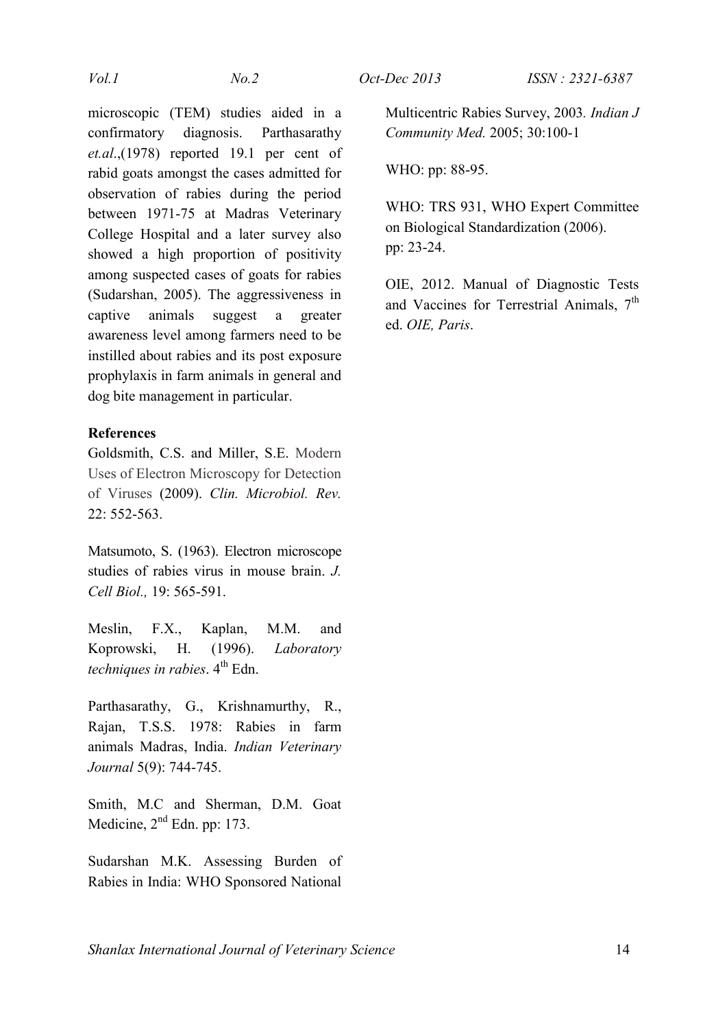microscopic (TEM) studies aided in a confirmatory diagnosis. Parthasarathy *et.al*.,(1978) reported 19.1 per cent of rabid goats amongst the cases admitted for observation of rabies during the period between 1971-75 at Madras Veterinary College Hospital and a later survey also showed a high proportion of positivity among suspected cases of goats for rabies (Sudarshan, 2005). The aggressiveness in captive animals suggest a greater awareness level among farmers need to be instilled about rabies and its post exposure prophylaxis in farm animals in general and dog bite management in particular.

**References**

Goldsmith, C.S. and Miller, S.E. Modern Uses of Electron Microscopy for Detection of Viruses (2009). *Clin. Microbiol. Rev.* 22: 552-563.

Matsumoto, S. (1963). Electron microscope studies of rabies virus in mouse brain. *J. Cell Biol.,* 19: 565-591.

Meslin, F.X., Kaplan, M.M. and Koprowski, H. (1996). *Laboratory techniques in rabies*. 4th Edn.

Parthasarathy, G., Krishnamurthy, R., Rajan, T.S.S. 1978: Rabies in farm animals Madras, India. *Indian Veterinary Journal* 5(9): 744-745.

Smith, M.C and Sherman, D.M. Goat Medicine, 2nd Edn. pp: 173.

Sudarshan M.K. Assessing Burden of Rabies in India: WHO Sponsored National Multicentric Rabies Survey, 2003. *Indian J Community Med.* 2005; 30:100-1

WHO: pp: 88-95.

WHO: TRS 931, WHO Expert Committee on Biological Standardization (2006). pp: 23-24.

OIE, 2012. Manual of Diagnostic Tests and Vaccines for Terrestrial Animals, 7th ed. *OIE, Paris*.